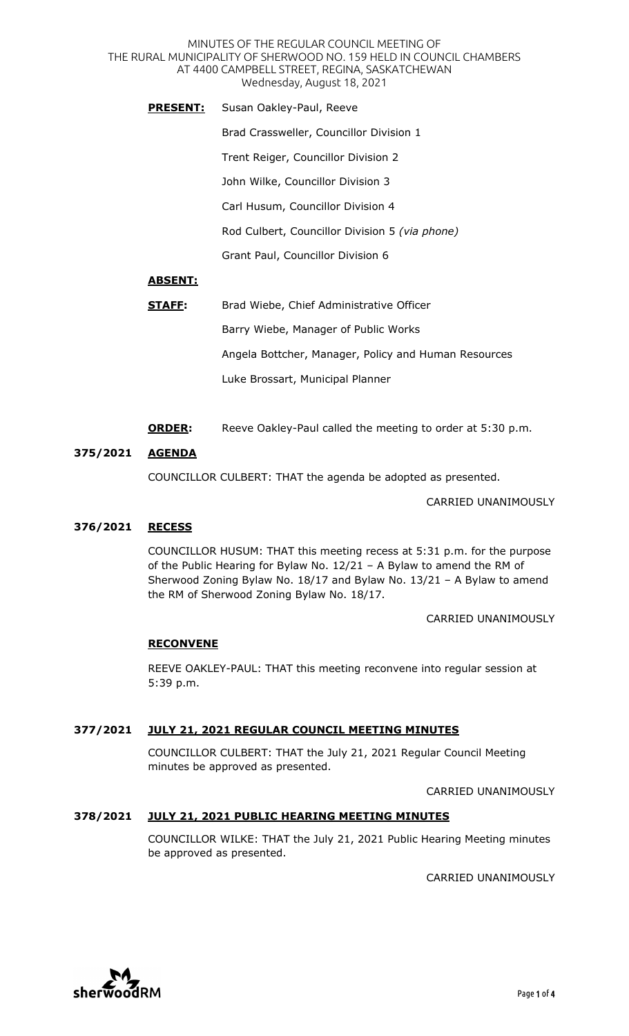MINUTES OF THE REGULAR COUNCIL MEETING OF
THE RURAL MUNICIPALITY OF SHERWOOD NO. 159 HELD IN COUNCIL CHAMBERS
AT 4400 CAMPBELL STREET, REGINA, SASKATCHEWAN
Wednesday, August 18, 2021

**PRESENT:** Susan Oakley-Paul, Reeve

Brad Crassweller, Councillor Division 1

Trent Reiger, Councillor Division 2

John Wilke, Councillor Division 3

Carl Husum, Councillor Division 4

Rod Culbert, Councillor Division 5 *(via phone)*

Grant Paul, Councillor Division 6

**ABSENT:**

**STAFF:** Brad Wiebe, Chief Administrative Officer

Barry Wiebe, Manager of Public Works

Angela Bottcher, Manager, Policy and Human Resources

Luke Brossart, Municipal Planner

**ORDER:** Reeve Oakley-Paul called the meeting to order at 5:30 p.m.

## 375/2021 AGENDA

COUNCILLOR CULBERT: THAT the agenda be adopted as presented.

CARRIED UNANIMOUSLY

## 376/2021 RECESS

COUNCILLOR HUSUM: THAT this meeting recess at 5:31 p.m. for the purpose of the Public Hearing for Bylaw No. 12/21 – A Bylaw to amend the RM of Sherwood Zoning Bylaw No. 18/17 and Bylaw No. 13/21 – A Bylaw to amend the RM of Sherwood Zoning Bylaw No. 18/17.

CARRIED UNANIMOUSLY

**RECONVENE**

REEVE OAKLEY-PAUL: THAT this meeting reconvene into regular session at 5:39 p.m.

## 377/2021 JULY 21, 2021 REGULAR COUNCIL MEETING MINUTES

COUNCILLOR CULBERT: THAT the July 21, 2021 Regular Council Meeting minutes be approved as presented.

CARRIED UNANIMOUSLY

## 378/2021 JULY 21, 2021 PUBLIC HEARING MEETING MINUTES

COUNCILLOR WILKE: THAT the July 21, 2021 Public Hearing Meeting minutes be approved as presented.

CARRIED UNANIMOUSLY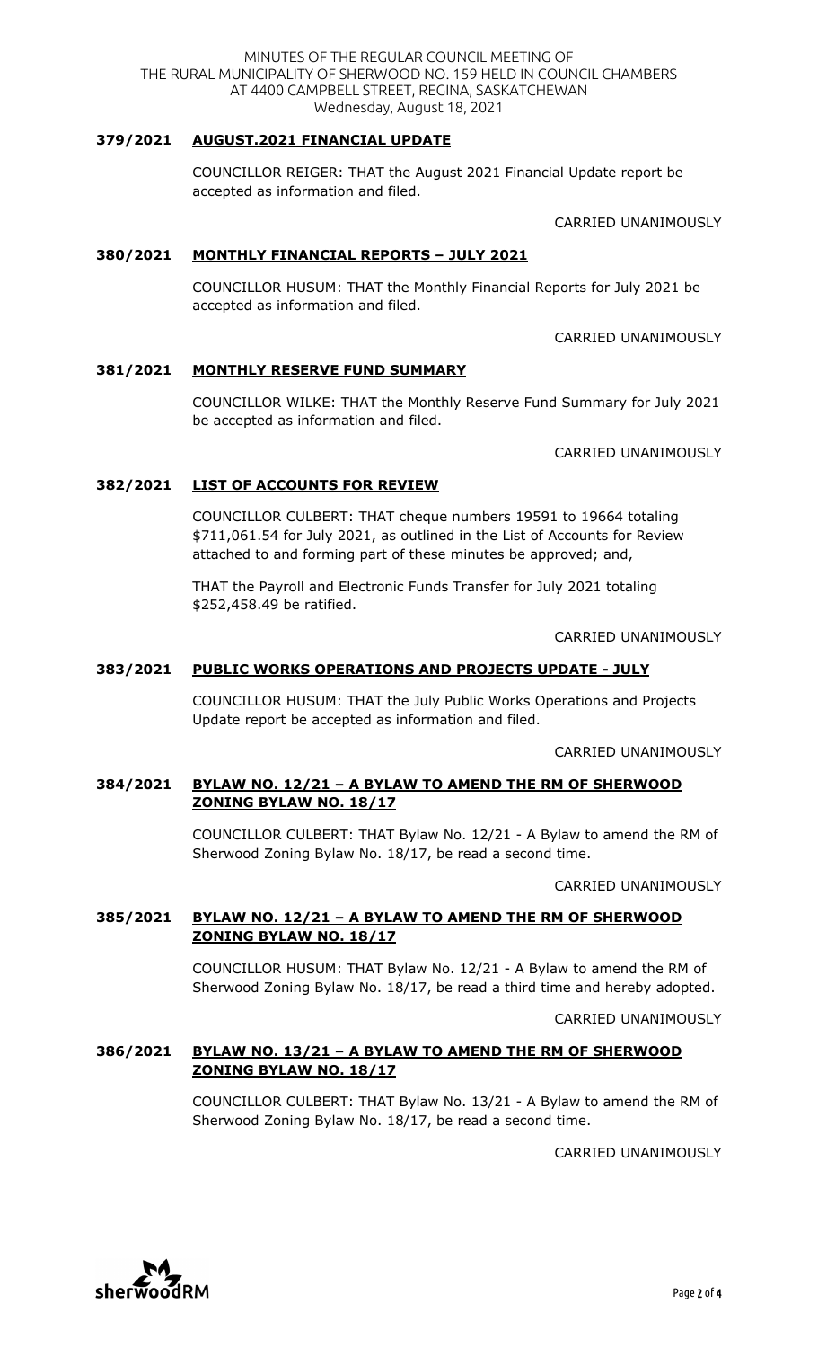MINUTES OF THE REGULAR COUNCIL MEETING OF THE RURAL MUNICIPALITY OF SHERWOOD NO. 159 HELD IN COUNCIL CHAMBERS AT 4400 CAMPBELL STREET, REGINA, SASKATCHEWAN
Wednesday, August 18, 2021

**379/2021 AUGUST.2021 FINANCIAL UPDATE**

COUNCILLOR REIGER: THAT the August 2021 Financial Update report be accepted as information and filed.

CARRIED UNANIMOUSLY

**380/2021 MONTHLY FINANCIAL REPORTS – JULY 2021**

COUNCILLOR HUSUM: THAT the Monthly Financial Reports for July 2021 be accepted as information and filed.

CARRIED UNANIMOUSLY

**381/2021 MONTHLY RESERVE FUND SUMMARY**

COUNCILLOR WILKE: THAT the Monthly Reserve Fund Summary for July 2021 be accepted as information and filed.

CARRIED UNANIMOUSLY

**382/2021 LIST OF ACCOUNTS FOR REVIEW**

COUNCILLOR CULBERT: THAT cheque numbers 19591 to 19664 totaling $711,061.54 for July 2021, as outlined in the List of Accounts for Review attached to and forming part of these minutes be approved; and,

THAT the Payroll and Electronic Funds Transfer for July 2021 totaling $252,458.49 be ratified.

CARRIED UNANIMOUSLY

**383/2021 PUBLIC WORKS OPERATIONS AND PROJECTS UPDATE - JULY**

COUNCILLOR HUSUM: THAT the July Public Works Operations and Projects Update report be accepted as information and filed.

CARRIED UNANIMOUSLY

**384/2021 BYLAW NO. 12/21 – A BYLAW TO AMEND THE RM OF SHERWOOD ZONING BYLAW NO. 18/17**

COUNCILLOR CULBERT: THAT Bylaw No. 12/21 - A Bylaw to amend the RM of Sherwood Zoning Bylaw No. 18/17, be read a second time.

CARRIED UNANIMOUSLY

**385/2021 BYLAW NO. 12/21 – A BYLAW TO AMEND THE RM OF SHERWOOD ZONING BYLAW NO. 18/17**

COUNCILLOR HUSUM: THAT Bylaw No. 12/21 - A Bylaw to amend the RM of Sherwood Zoning Bylaw No. 18/17, be read a third time and hereby adopted.

CARRIED UNANIMOUSLY

**386/2021 BYLAW NO. 13/21 – A BYLAW TO AMEND THE RM OF SHERWOOD ZONING BYLAW NO. 18/17**

COUNCILLOR CULBERT: THAT Bylaw No. 13/21 - A Bylaw to amend the RM of Sherwood Zoning Bylaw No. 18/17, be read a second time.

CARRIED UNANIMOUSLY

sherwoodRM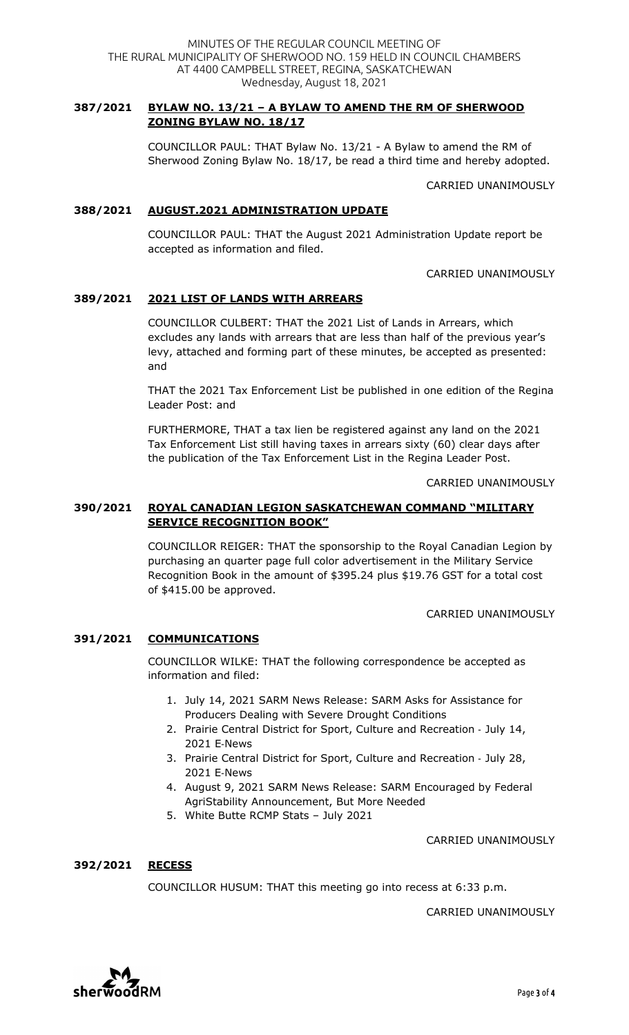### 387/2021 BYLAW NO. 13/21 – A BYLAW TO AMEND THE RM OF SHERWOOD ZONING BYLAW NO. 18/17

COUNCILLOR PAUL: THAT Bylaw No. 13/21 - A Bylaw to amend the RM of Sherwood Zoning Bylaw No. 18/17, be read a third time and hereby adopted.

CARRIED UNANIMOUSLY

### 388/2021 AUGUST.2021 ADMINISTRATION UPDATE

COUNCILLOR PAUL: THAT the August 2021 Administration Update report be accepted as information and filed.

CARRIED UNANIMOUSLY

### 389/2021 2021 LIST OF LANDS WITH ARREARS

COUNCILLOR CULBERT: THAT the 2021 List of Lands in Arrears, which excludes any lands with arrears that are less than half of the previous year's levy, attached and forming part of these minutes, be accepted as presented: and

THAT the 2021 Tax Enforcement List be published in one edition of the Regina Leader Post: and

FURTHERMORE, THAT a tax lien be registered against any land on the 2021 Tax Enforcement List still having taxes in arrears sixty (60) clear days after the publication of the Tax Enforcement List in the Regina Leader Post.

CARRIED UNANIMOUSLY

### 390/2021 ROYAL CANADIAN LEGION SASKATCHEWAN COMMAND "MILITARY SERVICE RECOGNITION BOOK"

COUNCILLOR REIGER: THAT the sponsorship to the Royal Canadian Legion by purchasing an quarter page full color advertisement in the Military Service Recognition Book in the amount of $395.24 plus $19.76 GST for a total cost of $415.00 be approved.

CARRIED UNANIMOUSLY

### 391/2021 COMMUNICATIONS

COUNCILLOR WILKE: THAT the following correspondence be accepted as information and filed:

1. July 14, 2021 SARM News Release: SARM Asks for Assistance for Producers Dealing with Severe Drought Conditions
2. Prairie Central District for Sport, Culture and Recreation - July 14, 2021 E-News
3. Prairie Central District for Sport, Culture and Recreation - July 28, 2021 E-News
4. August 9, 2021 SARM News Release: SARM Encouraged by Federal AgriStability Announcement, But More Needed
5. White Butte RCMP Stats – July 2021

CARRIED UNANIMOUSLY

### 392/2021 RECESS

COUNCILLOR HUSUM: THAT this meeting go into recess at 6:33 p.m.

CARRIED UNANIMOUSLY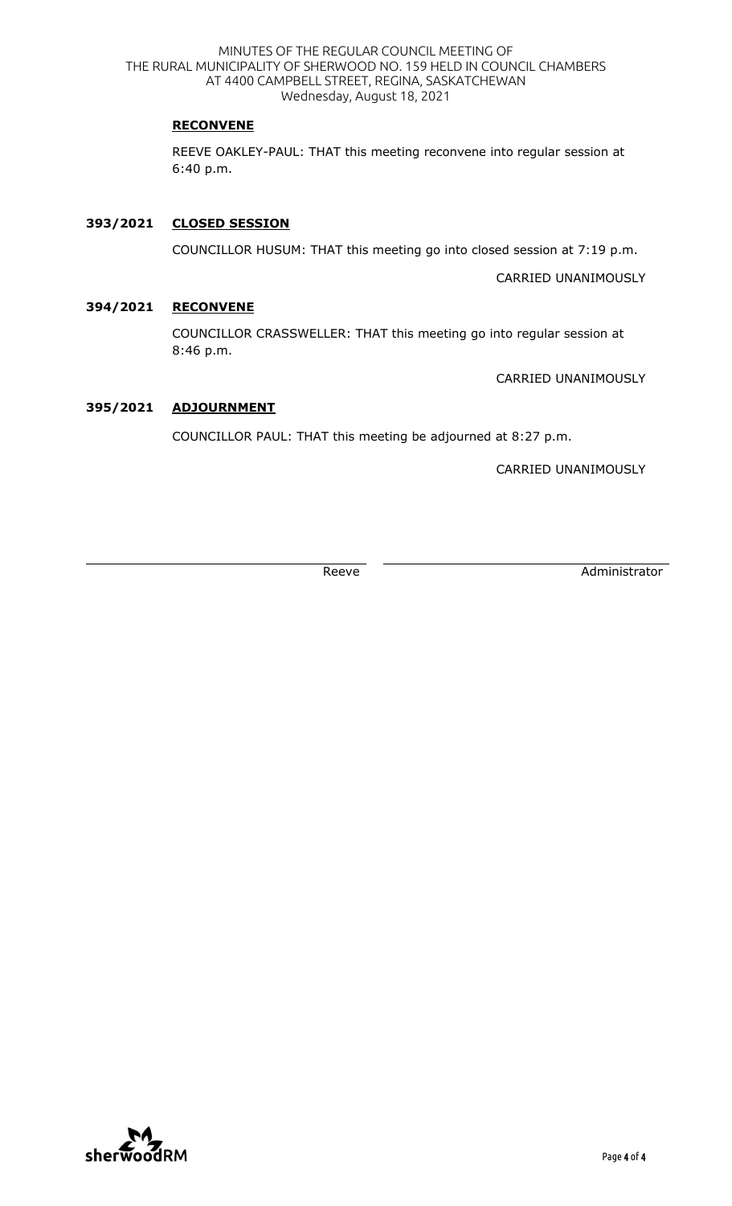**RECONVENE**

REEVE OAKLEY-PAUL: THAT this meeting reconvene into regular session at 6:40 p.m.

**393/2021** **CLOSED SESSION**

COUNCILLOR HUSUM: THAT this meeting go into closed session at 7:19 p.m.

CARRIED UNANIMOUSLY

**394/2021** **RECONVENE**

COUNCILLOR CRASSWELLER: THAT this meeting go into regular session at 8:46 p.m.

CARRIED UNANIMOUSLY

**395/2021** **ADJOURNMENT**

COUNCILLOR PAUL: THAT this meeting be adjourned at 8:27 p.m.

CARRIED UNANIMOUSLY

Reeve

Administrator